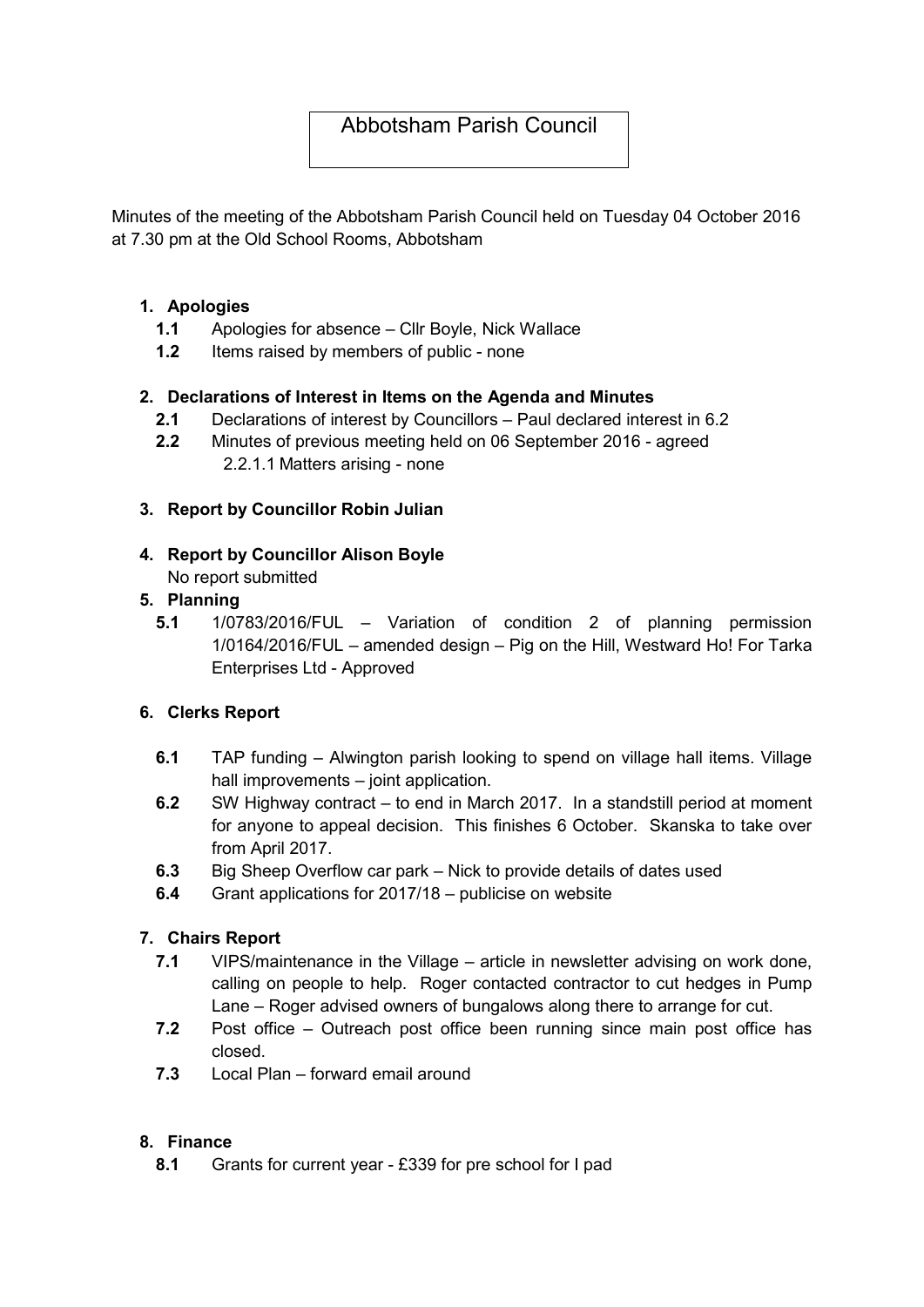# Abbotsham Parish Council

Minutes of the meeting of the Abbotsham Parish Council held on Tuesday 04 October 2016 at 7.30 pm at the Old School Rooms, Abbotsham

1. **Apologies**
   - **1.1** Apologies for absence – Cllr Boyle, Nick Wallace
   - **1.2** Items raised by members of public - none

2. **Declarations of Interest in Items on the Agenda and Minutes**
   - **2.1** Declarations of interest by Councillors – Paul declared interest in 6.2
   - **2.2** Minutes of previous meeting held on 06 September 2016 - agreed
     - 2.2.1.1 Matters arising - none

3. **Report by Councillor Robin Julian**

4. **Report by Councillor Alison Boyle**
   No report submitted

5. **Planning**
   - **5.1** 1/0783/2016/FUL – Variation of condition 2 of planning permission 1/0164/2016/FUL – amended design – Pig on the Hill, Westward Ho! For Tarka Enterprises Ltd - Approved

6. **Clerks Report**
   - **6.1** TAP funding – Alwington parish looking to spend on village hall items. Village hall improvements – joint application.
   - **6.2** SW Highway contract – to end in March 2017. In a standstill period at moment for anyone to appeal decision. This finishes 6 October. Skanska to take over from April 2017.
   - **6.3** Big Sheep Overflow car park – Nick to provide details of dates used
   - **6.4** Grant applications for 2017/18 – publicise on website

7. **Chairs Report**
   - **7.1** VIPS/maintenance in the Village – article in newsletter advising on work done, calling on people to help. Roger contacted contractor to cut hedges in Pump Lane – Roger advised owners of bungalows along there to arrange for cut.
   - **7.2** Post office – Outreach post office been running since main post office has closed.
   - **7.3** Local Plan – forward email around

8. **Finance**
   - **8.1** Grants for current year - £339 for pre school for I pad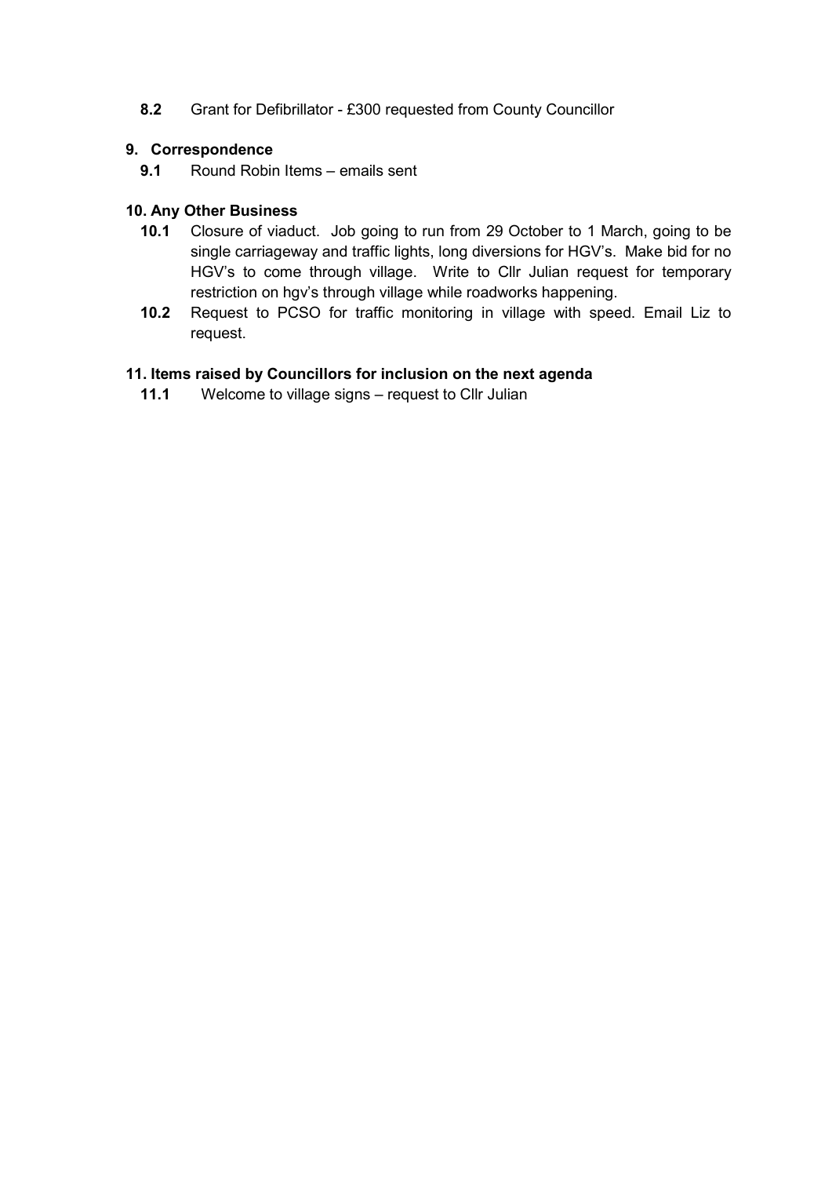**8.2** Grant for Defibrillator - £300 requested from County Councillor

## 9. Correspondence

**9.1** Round Robin Items – emails sent

## 10. Any Other Business

**10.1** Closure of viaduct. Job going to run from 29 October to 1 March, going to be single carriageway and traffic lights, long diversions for HGV's. Make bid for no HGV's to come through village. Write to Cllr Julian request for temporary restriction on hgv's through village while roadworks happening.

**10.2** Request to PCSO for traffic monitoring in village with speed. Email Liz to request.

## 11. Items raised by Councillors for inclusion on the next agenda

**11.1** Welcome to village signs – request to Cllr Julian